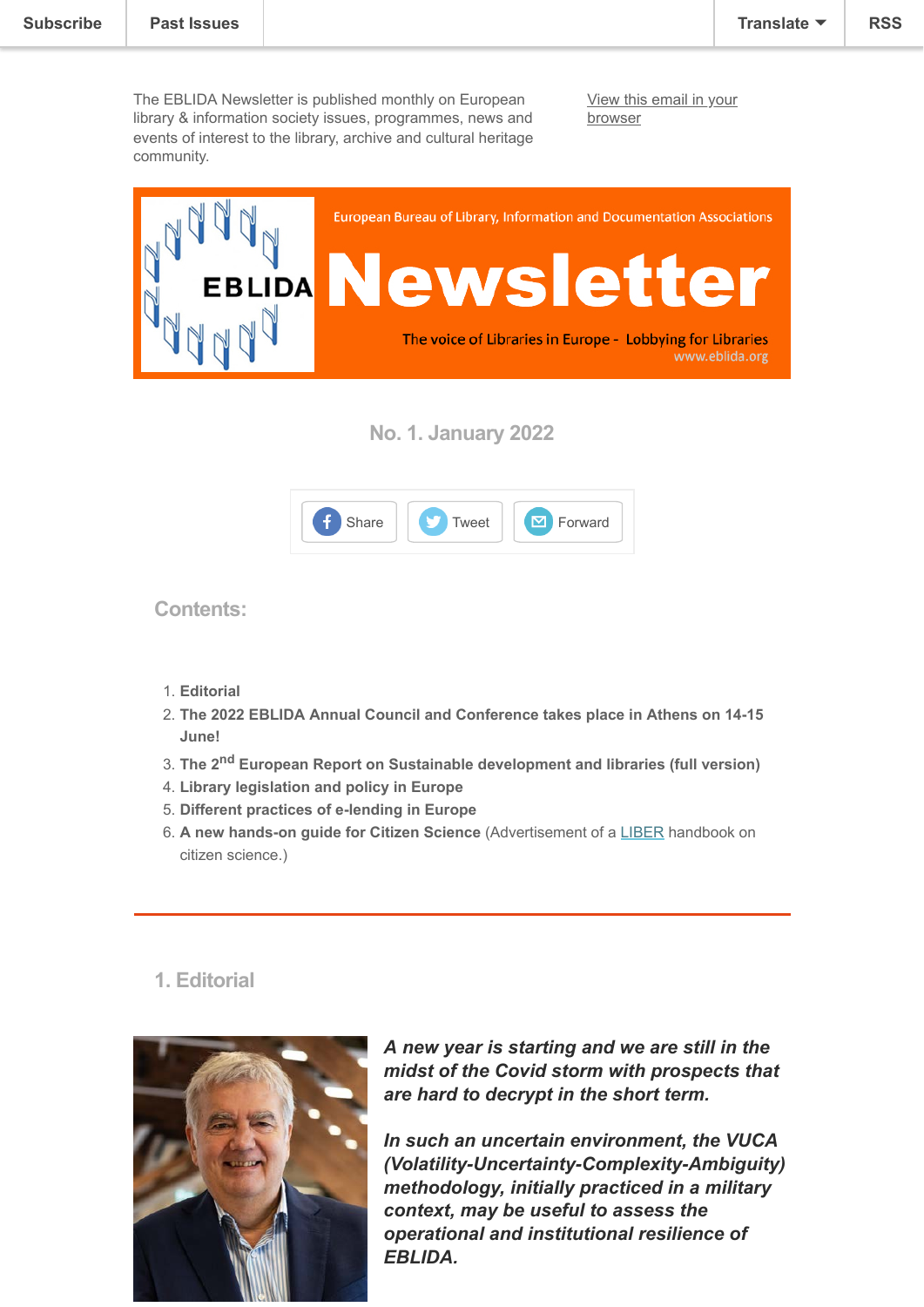Subscribe | Past Issues | Translate | RSS

The EBLIDA Newsletter is published monthly on European library & information society issues, programmes, news and events of interest to the library, archive and cultural heritage community.

View this email in your browser

European Bureau of Library, Information and Documentation Associations

# Newsletter

The voice of Libraries in Europe - Lobbying for Libraries
www.eblida.org

## No. 1. January 2022

Share | Tweet | Forward

## Contents:

1. **Editorial**
2. **The 2022 EBLIDA Annual Council and Conference takes place in Athens on 14-15 June!**
3. **The 2nd European Report on Sustainable development and libraries (full version)**
4. **Library legislation and policy in Europe**
5. **Different practices of e-lending in Europe**
6. **A new hands-on guide for Citizen Science** (Advertisement of a LIBER handbook on citizen science.)

---

## 1. Editorial

***A new year is starting and we are still in the midst of the Covid storm with prospects that are hard to decrypt in the short term.***

***In such an uncertain environment, the VUCA (Volatility-Uncertainty-Complexity-Ambiguity) methodology, initially practiced in a military context, may be useful to assess the operational and institutional resilience of EBLIDA.***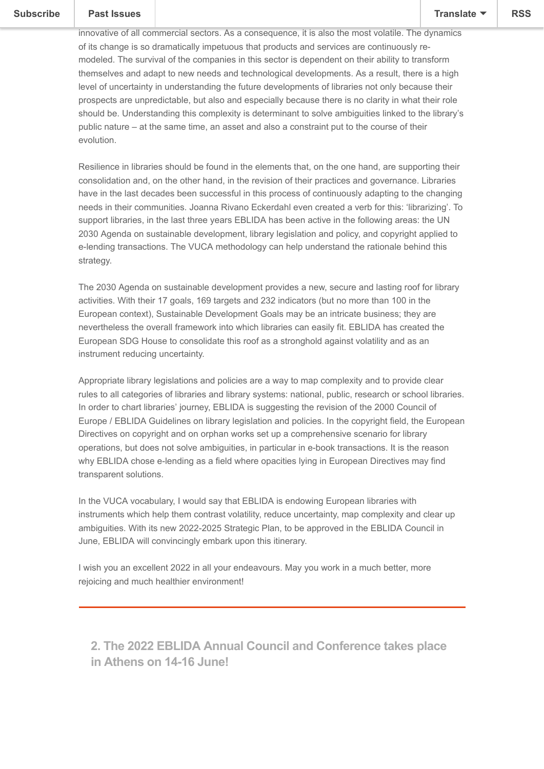innovative of all commercial sectors. As a consequence, it is also the most volatile. The dynamics of its change is so dramatically impetuous that products and services are continuously re-modeled. The survival of the companies in this sector is dependent on their ability to transform themselves and adapt to new needs and technological developments. As a result, there is a high level of uncertainty in understanding the future developments of libraries not only because their prospects are unpredictable, but also and especially because there is no clarity in what their role should be. Understanding this complexity is determinant to solve ambiguities linked to the library's public nature – at the same time, an asset and also a constraint put to the course of their evolution.

Resilience in libraries should be found in the elements that, on the one hand, are supporting their consolidation and, on the other hand, in the revision of their practices and governance. Libraries have in the last decades been successful in this process of continuously adapting to the changing needs in their communities. Joanna Rivano Eckerdahl even created a verb for this: 'librarizing'. To support libraries, in the last three years EBLIDA has been active in the following areas: the UN 2030 Agenda on sustainable development, library legislation and policy, and copyright applied to e-lending transactions. The VUCA methodology can help understand the rationale behind this strategy.

The 2030 Agenda on sustainable development provides a new, secure and lasting roof for library activities. With their 17 goals, 169 targets and 232 indicators (but no more than 100 in the European context), Sustainable Development Goals may be an intricate business; they are nevertheless the overall framework into which libraries can easily fit. EBLIDA has created the European SDG House to consolidate this roof as a stronghold against volatility and as an instrument reducing uncertainty.

Appropriate library legislations and policies are a way to map complexity and to provide clear rules to all categories of libraries and library systems: national, public, research or school libraries. In order to chart libraries' journey, EBLIDA is suggesting the revision of the 2000 Council of Europe / EBLIDA Guidelines on library legislation and policies. In the copyright field, the European Directives on copyright and on orphan works set up a comprehensive scenario for library operations, but does not solve ambiguities, in particular in e-book transactions. It is the reason why EBLIDA chose e-lending as a field where opacities lying in European Directives may find transparent solutions.

In the VUCA vocabulary, I would say that EBLIDA is endowing European libraries with instruments which help them contrast volatility, reduce uncertainty, map complexity and clear up ambiguities. With its new 2022-2025 Strategic Plan, to be approved in the EBLIDA Council in June, EBLIDA will convincingly embark upon this itinerary.

I wish you an excellent 2022 in all your endeavours. May you work in a much better, more rejoicing and much healthier environment!

---

## 2. The 2022 EBLIDA Annual Council and Conference takes place in Athens on 14-16 June!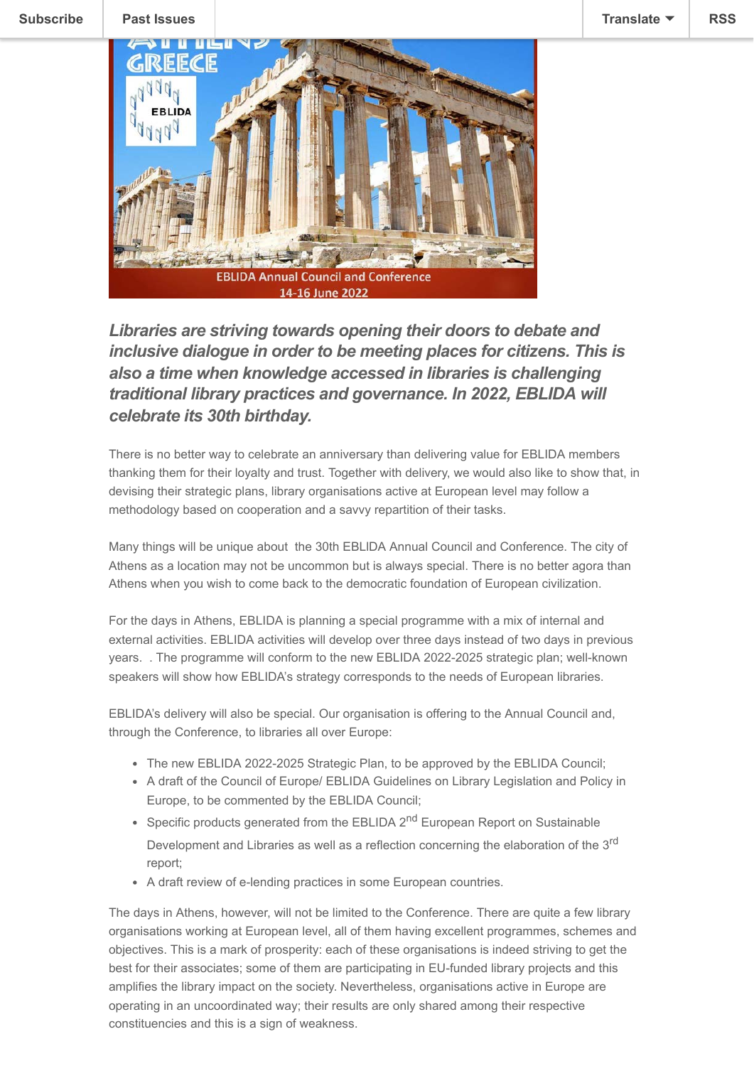*Libraries are striving towards opening their doors to debate and inclusive dialogue in order to be meeting places for citizens. This is also a time when knowledge accessed in libraries is challenging traditional library practices and governance. In 2022, EBLIDA will celebrate its 30th birthday.*

There is no better way to celebrate an anniversary than delivering value for EBLIDA members thanking them for their loyalty and trust. Together with delivery, we would also like to show that, in devising their strategic plans, library organisations active at European level may follow a methodology based on cooperation and a savvy repartition of their tasks.

Many things will be unique about the 30th EBLIDA Annual Council and Conference. The city of Athens as a location may not be uncommon but is always special. There is no better agora than Athens when you wish to come back to the democratic foundation of European civilization.

For the days in Athens, EBLIDA is planning a special programme with a mix of internal and external activities. EBLIDA activities will develop over three days instead of two days in previous years. . The programme will conform to the new EBLIDA 2022-2025 strategic plan; well-known speakers will show how EBLIDA's strategy corresponds to the needs of European libraries.

EBLIDA's delivery will also be special. Our organisation is offering to the Annual Council and, through the Conference, to libraries all over Europe:

- The new EBLIDA 2022-2025 Strategic Plan, to be approved by the EBLIDA Council;
- A draft of the Council of Europe/ EBLIDA Guidelines on Library Legislation and Policy in Europe, to be commented by the EBLIDA Council;
- Specific products generated from the EBLIDA 2nd European Report on Sustainable Development and Libraries as well as a reflection concerning the elaboration of the 3rd report;
- A draft review of e-lending practices in some European countries.

The days in Athens, however, will not be limited to the Conference. There are quite a few library organisations working at European level, all of them having excellent programmes, schemes and objectives. This is a mark of prosperity: each of these organisations is indeed striving to get the best for their associates; some of them are participating in EU-funded library projects and this amplifies the library impact on the society. Nevertheless, organisations active in Europe are operating in an uncoordinated way; their results are only shared among their respective constituencies and this is a sign of weakness.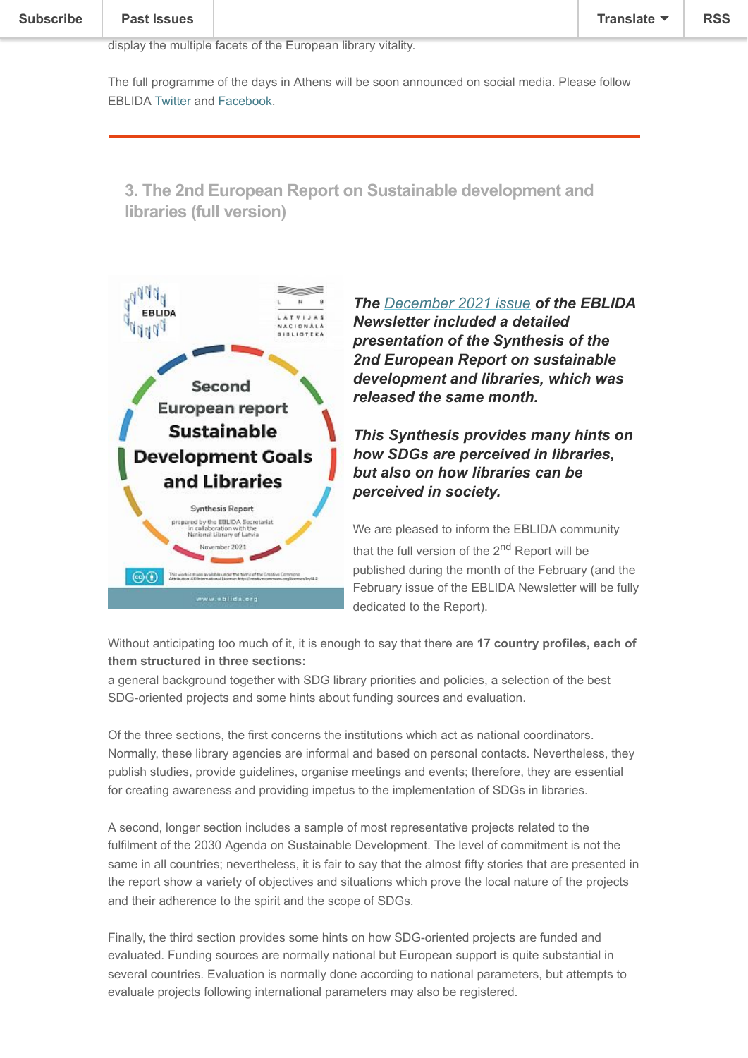display the multiple facets of the European library vitality.

The full programme of the days in Athens will be soon announced on social media. Please follow EBLIDA Twitter and Facebook.

---

### 3. The 2nd European Report on Sustainable development and libraries (full version)

***The December 2021 issue of the EBLIDA Newsletter included a detailed presentation of the Synthesis of the 2nd European Report on sustainable development and libraries, which was released the same month.***

***This Synthesis provides many hints on how SDGs are perceived in libraries, but also on how libraries can be perceived in society.***

We are pleased to inform the EBLIDA community that the full version of the 2nd Report will be published during the month of the February (and the February issue of the EBLIDA Newsletter will be fully dedicated to the Report).

Without anticipating too much of it, it is enough to say that there are **17 country profiles, each of them structured in three sections:**
a general background together with SDG library priorities and policies, a selection of the best SDG-oriented projects and some hints about funding sources and evaluation.

Of the three sections, the first concerns the institutions which act as national coordinators. Normally, these library agencies are informal and based on personal contacts. Nevertheless, they publish studies, provide guidelines, organise meetings and events; therefore, they are essential for creating awareness and providing impetus to the implementation of SDGs in libraries.

A second, longer section includes a sample of most representative projects related to the fulfilment of the 2030 Agenda on Sustainable Development. The level of commitment is not the same in all countries; nevertheless, it is fair to say that the almost fifty stories that are presented in the report show a variety of objectives and situations which prove the local nature of the projects and their adherence to the spirit and the scope of SDGs.

Finally, the third section provides some hints on how SDG-oriented projects are funded and evaluated. Funding sources are normally national but European support is quite substantial in several countries. Evaluation is normally done according to national parameters, but attempts to evaluate projects following international parameters may also be registered.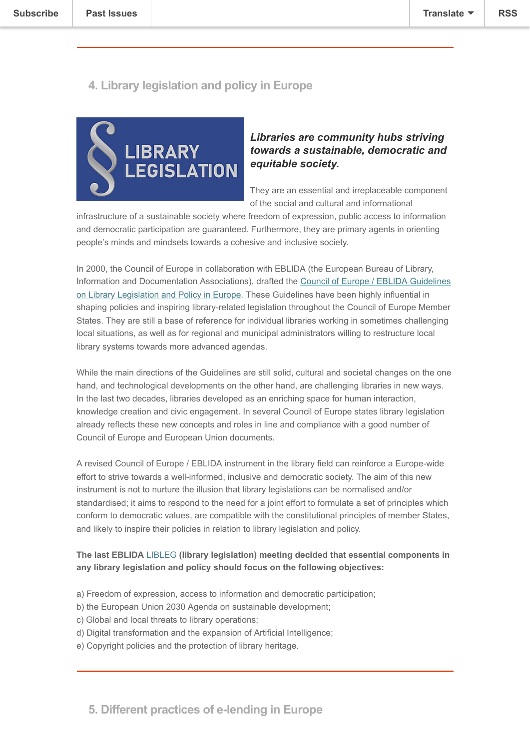## 4. Library legislation and policy in Europe

***Libraries are community hubs striving towards a sustainable, democratic and equitable society.***

They are an essential and irreplaceable component of the social and cultural and informational infrastructure of a sustainable society where freedom of expression, public access to information and democratic participation are guaranteed. Furthermore, they are primary agents in orienting people's minds and mindsets towards a cohesive and inclusive society.

In 2000, the Council of Europe in collaboration with EBLIDA (the European Bureau of Library, Information and Documentation Associations), drafted the Council of Europe / EBLIDA Guidelines on Library Legislation and Policy in Europe. These Guidelines have been highly influential in shaping policies and inspiring library-related legislation throughout the Council of Europe Member States. They are still a base of reference for individual libraries working in sometimes challenging local situations, as well as for regional and municipal administrators willing to restructure local library systems towards more advanced agendas.

While the main directions of the Guidelines are still solid, cultural and societal changes on the one hand, and technological developments on the other hand, are challenging libraries in new ways. In the last two decades, libraries developed as an enriching space for human interaction, knowledge creation and civic engagement. In several Council of Europe states library legislation already reflects these new concepts and roles in line and compliance with a good number of Council of Europe and European Union documents.

A revised Council of Europe / EBLIDA instrument in the library field can reinforce a Europe-wide effort to strive towards a well-informed, inclusive and democratic society. The aim of this new instrument is not to nurture the illusion that library legislations can be normalised and/or standardised; it aims to respond to the need for a joint effort to formulate a set of principles which conform to democratic values, are compatible with the constitutional principles of member States, and likely to inspire their policies in relation to library legislation and policy.

**The last EBLIDA LIBLEG (library legislation) meeting decided that essential components in any library legislation and policy should focus on the following objectives:**

a) Freedom of expression, access to information and democratic participation;
b) the European Union 2030 Agenda on sustainable development;
c) Global and local threats to library operations;
d) Digital transformation and the expansion of Artificial Intelligence;
e) Copyright policies and the protection of library heritage.

## 5. Different practices of e-lending in Europe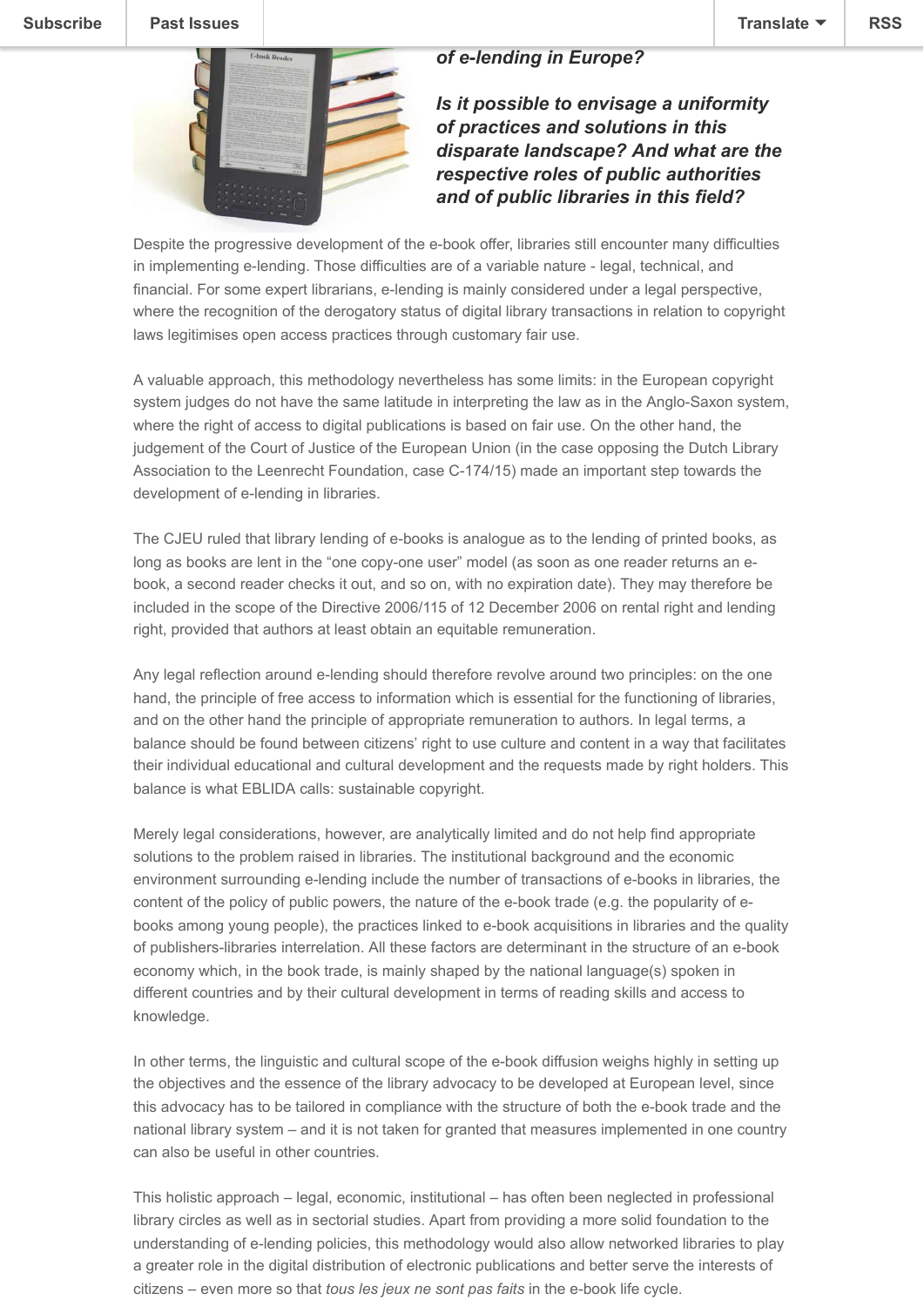***of e-lending in Europe?***

***Is it possible to envisage a uniformity of practices and solutions in this disparate landscape? And what are the respective roles of public authorities and of public libraries in this field?***

Despite the progressive development of the e-book offer, libraries still encounter many difficulties in implementing e-lending. Those difficulties are of a variable nature - legal, technical, and financial. For some expert librarians, e-lending is mainly considered under a legal perspective, where the recognition of the derogatory status of digital library transactions in relation to copyright laws legitimises open access practices through customary fair use.

A valuable approach, this methodology nevertheless has some limits: in the European copyright system judges do not have the same latitude in interpreting the law as in the Anglo-Saxon system, where the right of access to digital publications is based on fair use. On the other hand, the judgement of the Court of Justice of the European Union (in the case opposing the Dutch Library Association to the Leenrecht Foundation, case C-174/15) made an important step towards the development of e-lending in libraries.

The CJEU ruled that library lending of e-books is analogue as to the lending of printed books, as long as books are lent in the "one copy-one user" model (as soon as one reader returns an e-book, a second reader checks it out, and so on, with no expiration date). They may therefore be included in the scope of the Directive 2006/115 of 12 December 2006 on rental right and lending right, provided that authors at least obtain an equitable remuneration.

Any legal reflection around e-lending should therefore revolve around two principles: on the one hand, the principle of free access to information which is essential for the functioning of libraries, and on the other hand the principle of appropriate remuneration to authors. In legal terms, a balance should be found between citizens' right to use culture and content in a way that facilitates their individual educational and cultural development and the requests made by right holders. This balance is what EBLIDA calls: sustainable copyright.

Merely legal considerations, however, are analytically limited and do not help find appropriate solutions to the problem raised in libraries. The institutional background and the economic environment surrounding e-lending include the number of transactions of e-books in libraries, the content of the policy of public powers, the nature of the e-book trade (e.g. the popularity of e-books among young people), the practices linked to e-book acquisitions in libraries and the quality of publishers-libraries interrelation. All these factors are determinant in the structure of an e-book economy which, in the book trade, is mainly shaped by the national language(s) spoken in different countries and by their cultural development in terms of reading skills and access to knowledge.

In other terms, the linguistic and cultural scope of the e-book diffusion weighs highly in setting up the objectives and the essence of the library advocacy to be developed at European level, since this advocacy has to be tailored in compliance with the structure of both the e-book trade and the national library system – and it is not taken for granted that measures implemented in one country can also be useful in other countries.

This holistic approach – legal, economic, institutional – has often been neglected in professional library circles as well as in sectorial studies. Apart from providing a more solid foundation to the understanding of e-lending policies, this methodology would also allow networked libraries to play a greater role in the digital distribution of electronic publications and better serve the interests of citizens – even more so that *tous les jeux ne sont pas faits* in the e-book life cycle.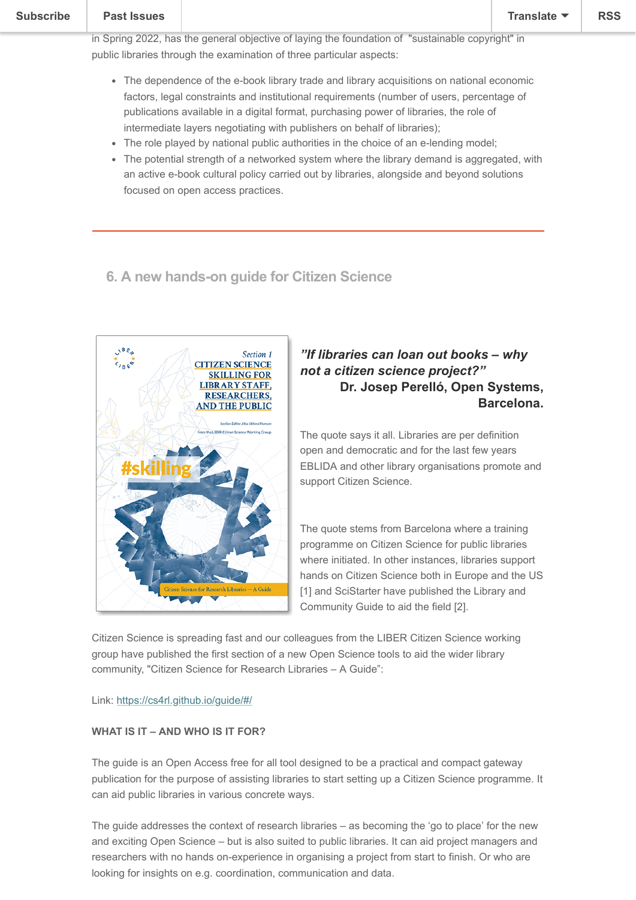in Spring 2022, has the general objective of laying the foundation of "sustainable copyright" in public libraries through the examination of three particular aspects:

- The dependence of the e-book library trade and library acquisitions on national economic factors, legal constraints and institutional requirements (number of users, percentage of publications available in a digital format, purchasing power of libraries, the role of intermediate layers negotiating with publishers on behalf of libraries);
- The role played by national public authorities in the choice of an e-lending model;
- The potential strength of a networked system where the library demand is aggregated, with an active e-book cultural policy carried out by libraries, alongside and beyond solutions focused on open access practices.

---

## 6. A new hands-on guide for Citizen Science

***"If libraries can loan out books – why not a citizen science project?"***

**Dr. Josep Perelló, Open Systems, Barcelona.**

The quote says it all. Libraries are per definition open and democratic and for the last few years EBLIDA and other library organisations promote and support Citizen Science.

The quote stems from Barcelona where a training programme on Citizen Science for public libraries where initiated. In other instances, libraries support hands on Citizen Science both in Europe and the US [1] and SciStarter have published the Library and Community Guide to aid the field [2].

Citizen Science is spreading fast and our colleagues from the LIBER Citizen Science working group have published the first section of a new Open Science tools to aid the wider library community, "Citizen Science for Research Libraries – A Guide":

Link: [https://cs4rl.github.io/guide/#/](https://cs4rl.github.io/guide/#/)

**WHAT IS IT – AND WHO IS IT FOR?**

The guide is an Open Access free for all tool designed to be a practical and compact gateway publication for the purpose of assisting libraries to start setting up a Citizen Science programme. It can aid public libraries in various concrete ways.

The guide addresses the context of research libraries – as becoming the 'go to place' for the new and exciting Open Science – but is also suited to public libraries. It can aid project managers and researchers with no hands on-experience in organising a project from start to finish. Or who are looking for insights on e.g. coordination, communication and data.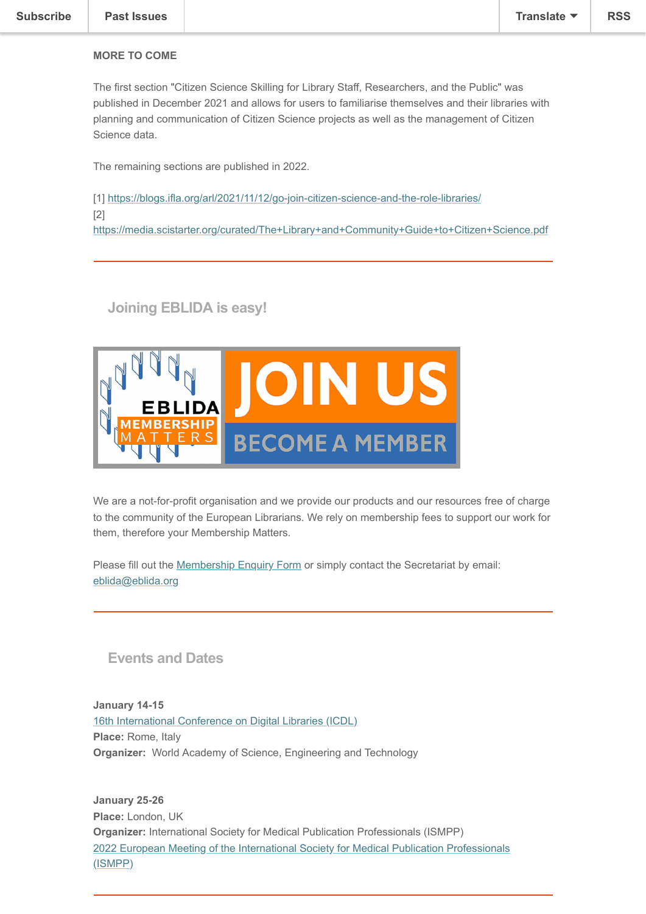**MORE TO COME**

The first section "Citizen Science Skilling for Library Staff, Researchers, and the Public" was published in December 2021 and allows for users to familiarise themselves and their libraries with planning and communication of Citizen Science projects as well as the management of Citizen Science data.

The remaining sections are published in 2022.

[1] https://blogs.ifla.org/arl/2021/11/12/go-join-citizen-science-and-the-role-libraries/
[2] https://media.scistarter.org/curated/The+Library+and+Community+Guide+to+Citizen+Science.pdf

---

## Joining EBLIDA is easy!

We are a not-for-profit organisation and we provide our products and our resources free of charge to the community of the European Librarians. We rely on membership fees to support our work for them, therefore your Membership Matters.

Please fill out the Membership Enquiry Form or simply contact the Secretariat by email: eblida@eblida.org

---

## Events and Dates

**January 14-15**
16th International Conference on Digital Libraries (ICDL)
**Place:** Rome, Italy
**Organizer:** World Academy of Science, Engineering and Technology

**January 25-26**
**Place:** London, UK
**Organizer:** International Society for Medical Publication Professionals (ISMPP)
2022 European Meeting of the International Society for Medical Publication Professionals (ISMPP)

---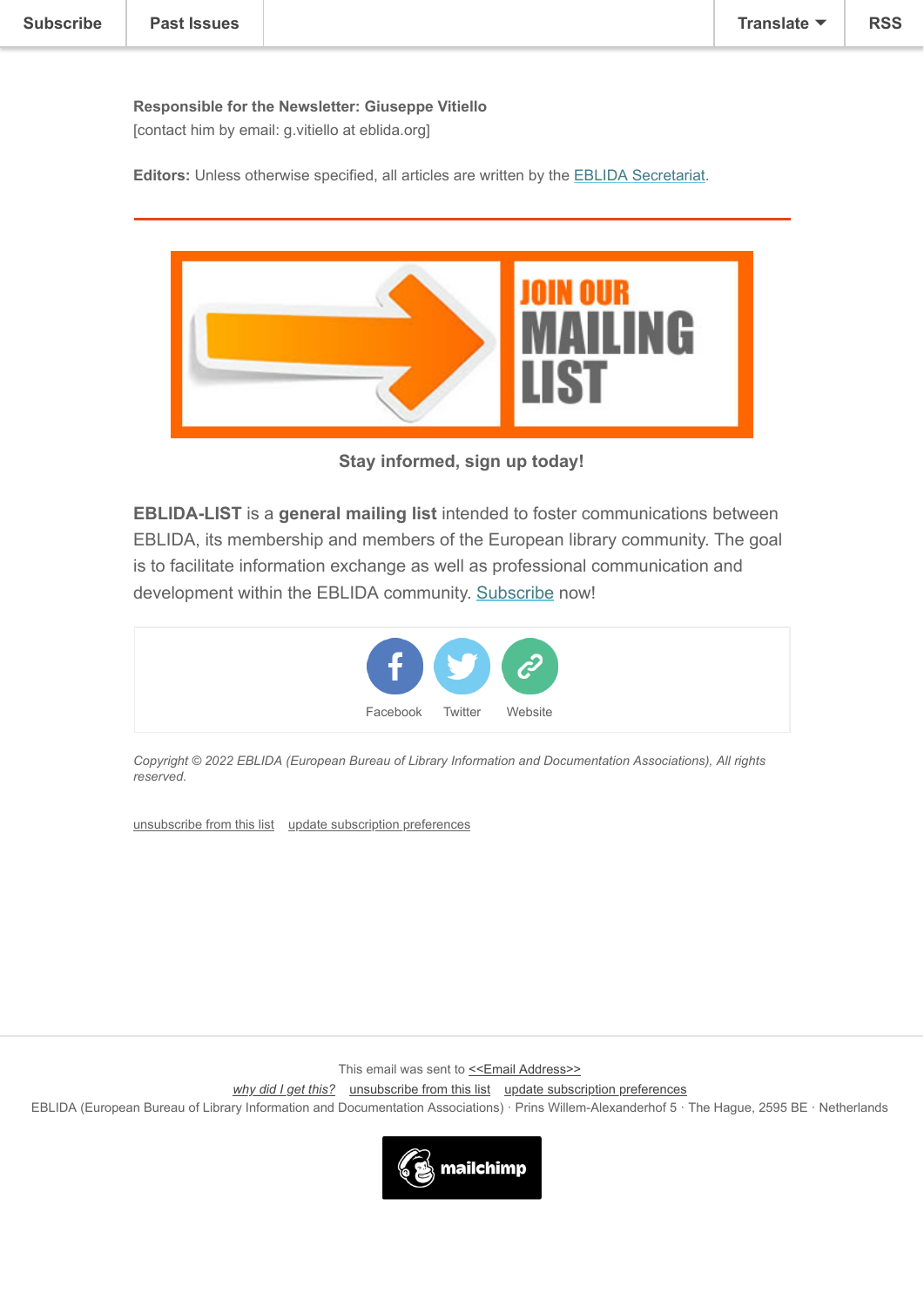Subscribe | Past Issues | Translate | RSS

**Responsible for the Newsletter: Giuseppe Vitiello**
[contact him by email: g.vitiello at eblida.org]

**Editors:** Unless otherwise specified, all articles are written by the EBLIDA Secretariat.

---

JOIN OUR MAILING LIST

**Stay informed, sign up today!**

**EBLIDA-LIST** is a **general mailing list** intended to foster communications between EBLIDA, its membership and members of the European library community. The goal is to facilitate information exchange as well as professional communication and development within the EBLIDA community. Subscribe now!

Facebook Twitter Website

*Copyright © 2022 EBLIDA (European Bureau of Library Information and Documentation Associations), All rights reserved.*

unsubscribe from this list update subscription preferences

This email was sent to <<Email Address>>

*why did I get this?* unsubscribe from this list update subscription preferences

EBLIDA (European Bureau of Library Information and Documentation Associations) · Prins Willem-Alexanderhof 5 · The Hague, 2595 BE · Netherlands

mailchimp